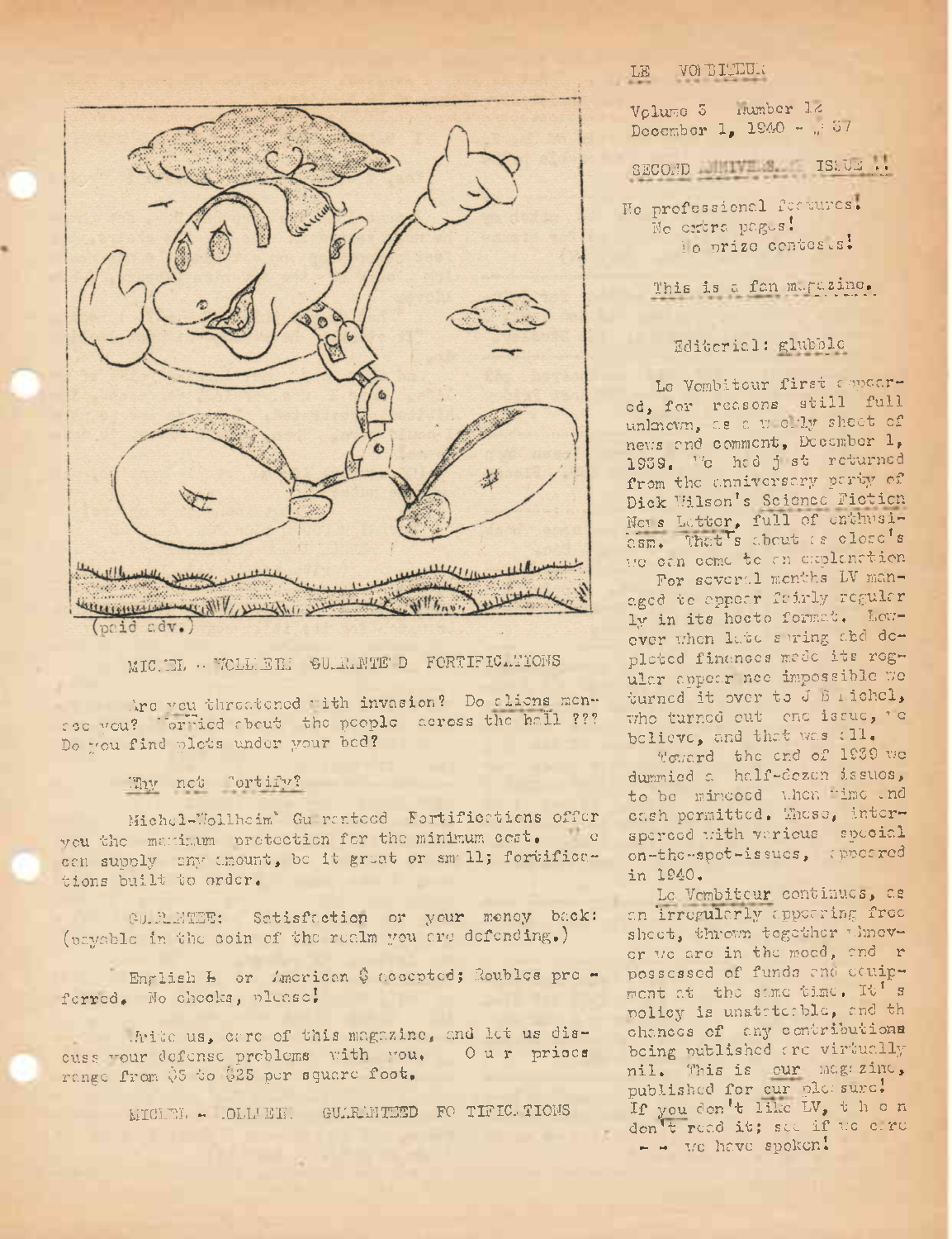(paid adv.)

MICHEL - WOLLHEIM GUARANTEED FORTIFICATIONS

Are you threatened with invasion? Do aliens menace you? Worried about the people across the hall ??? Do you find plots under your bed?

Why not Fortify?

Michel-Wollheim Guaranteed Fortifications offer you the maximum protection for the minimum cost. We can supply any amount, be it great or small; fortifications built to order.

GUARANTEE: Satisfaction or your money back: (payable in the coin of the realm you are defending.)

English £ or American $ accepted; Roubles preferred. No checks, please!

Write us, care of this magazine, and let us discuss your defense problems with you. Our prices range from $5 to $25 per square foot.

MICHEL - WOLLHEIM GUARANTEED FORTIFICATIONS

# LE VOMBITEUR

Volume 3 Number 12
December 1, 1940 - # 37

SECOND ANNIVERSARY ISSUE !!

No professional features!
No extra pages!
No prize contests!

This is a fan magazine.

## Editorial: glubble

Le Vombiteur first appeared, for reasons still full unknown, as a weekly sheet of news and comment, December 1, 1939. We had just returned from the anniversary party of Dick Wilson's Science Fiction News Letter, full of enthusiasm. That's about as close's we can come to an explanation

For several months LV managed to appear fairly regularly in its hecto format. However when late spring and depleted finances made its regular appearance impossible we turned it over to J B Michel, who turned out one issue, we believe, and that was all.

Toward the end of 1939 we dummied a half-dozen issues, to be mimeoed when time and cash permitted. These, interspersed with various special on-the-spot-issues, appeared in 1940.

Le Vombiteur continues, as an irregularly appearing free sheet, thrown together whenever we are in the mood, and are possessed of funds and equipment at the same time. It's policy is unstateable, and the chances of any contributions being published are virtually nil. This is our magazine, published for our pleasure! If you don't like LV, then don't read it; see if we care -- we have spoken!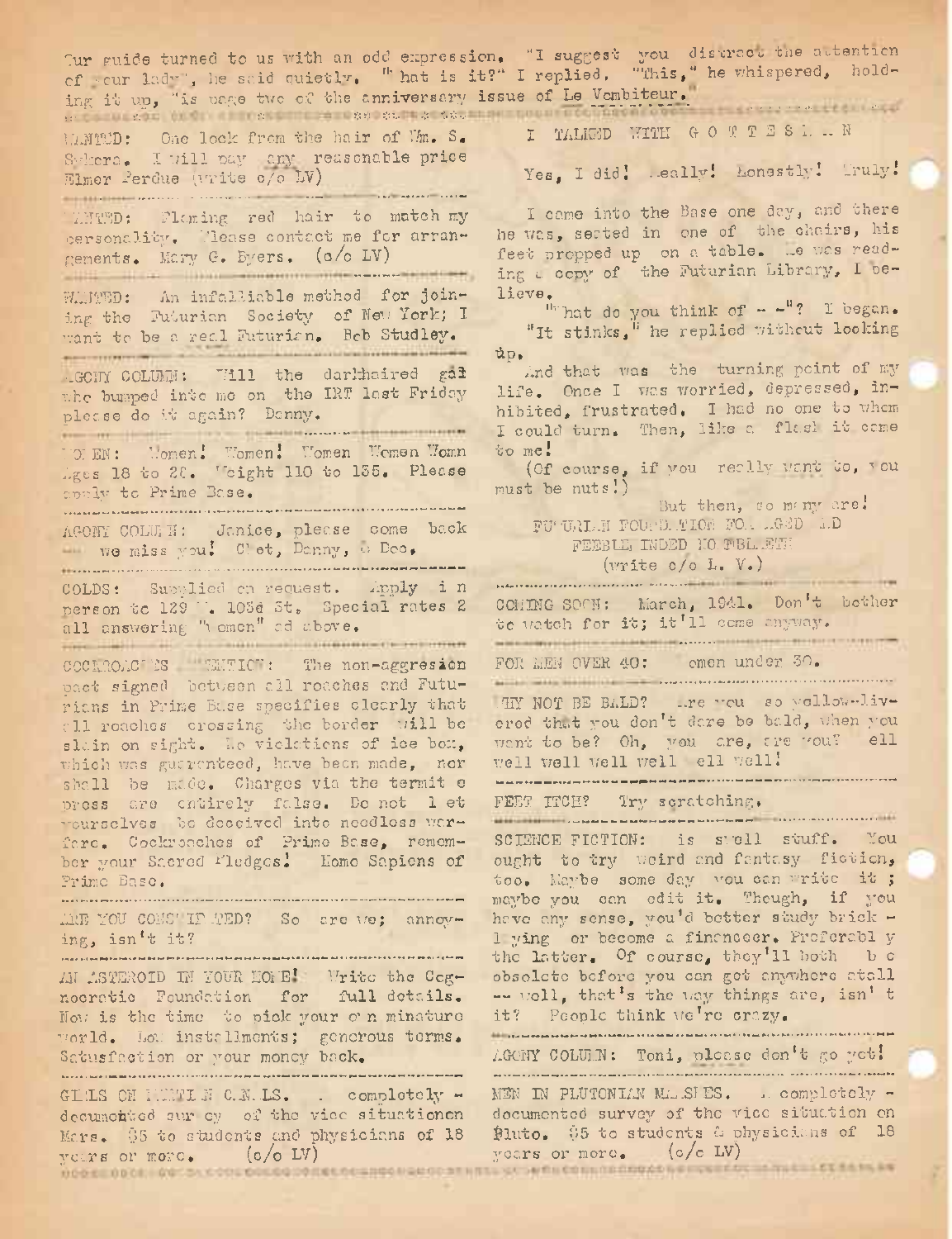Our guide turned to us with an odd expression. "I suggest you distract the attention of your lady", he said quietly. "What is it?" I replied. "This," he whispered, holding it up, "is page two of the anniversary issue of Le Vombiteur."

WANTED: One lock from the hair of Wm. S. Sykora. I will pay any reasonable price Elmer Perdue (write c/o LV)

WANTED: Flaming red hair to match my personality. Please contact me for arrangements. Mary G. Byers. (c/o LV)

WANTED: An infalliable method for joining the Futurian Society of New York; I want to be a real Futurian. Bob Studley.

AGONY COLUMN: Will the darkhaired gal who bumped into me on the IRT last Friday please do it again? Danny.

WOMEN: Women! Women! Women Women Womn Ages 18 to 26. Weight 110 to 135. Please apply to Prime Base.

AGONY COLUMN: Janice, please come back -- we miss you! Chet, Danny, & Doc.

COLDS: Supplied on request. Apply in person to 129 W. 103d St. Special rates 2 all answering "Women" ad above.

COCKROACHES ATTENTION: The non-aggression pact signed between all roaches and Futurians in Prime Base specifies clearly that all roaches crossing the border will be slain on sight. No violations of ice box, which was guaranteed, have been made, nor shall be made. Charges via the termite press are entirely false. Do not let yourselves be deceived into needless warfare. Cockroaches of Prime Base, remember your Sacred Pledges! Homo Sapiens of Prime Base.

ARE YOU CONSTIPATED? So are we; annoying, isn't it?

AN ASTEROID IN YOUR HOME! Write the Cosmocratic Foundation for full details. Now is the time to pick your own miniature world. Low installments; generous terms. Satisfaction or your money back.

GIRLS ON MARTIAN CANALS. A completely documented survey of the vice situation on Mars. $5 to students and physicians of 18 years or more. (c/o LV)

I TALKED WITH GOTTESMAN

Yes, I did! Really! Honestly! Truly!

I came into the Base one day, and there he was, seated in one of the chairs, his feet propped up on a table. He was reading a copy of the Futurian Library, I believe.

"What do you think of -- -"? I began.
"It stinks," he replied without looking up.

And that was the turning point of my life. Once I was worried, depressed, inhibited, frustrated. I had no one to whom I could turn. Then, like a flash it came to me!

(Of course, if you really want to, you must be nuts!)

But then, so many are!
FUTURIAN FOUNDATION FOR AGED AND FEEBLE MINDED NOTABLEMEN
(write c/o L. V.)

COMING SOON: March, 1941. Don't bother to watch for it; it'll come anyway.

FOR MEN OVER 40: Women under 30.

WHY NOT BE BALD? Are you so yellow-livered that you don't dare be bald, when you want to be? Oh, you are, are you? Well well well well well well well!

FEET ITCH? Try scratching.

SCIENCE FICTION: is swell stuff. You ought to try weird and fantasy fiction, too. Maybe some day you can write it; maybe you can edit it. Though, if you have any sense, you'd better study brick-laying or become a financeer. Preferably the latter. Of course, they'll both be obsolete before you can get anywhere atall -- well, that's the way things are, isn't it? People think we're crazy.

AGONY COLUMN: Toni, please don't go yet!

MEN IN PLUTONIAN MARSHES. A completely documented survey of the vice situation on Pluto. $5 to students & physicians of 18 years or more. (c/o LV)